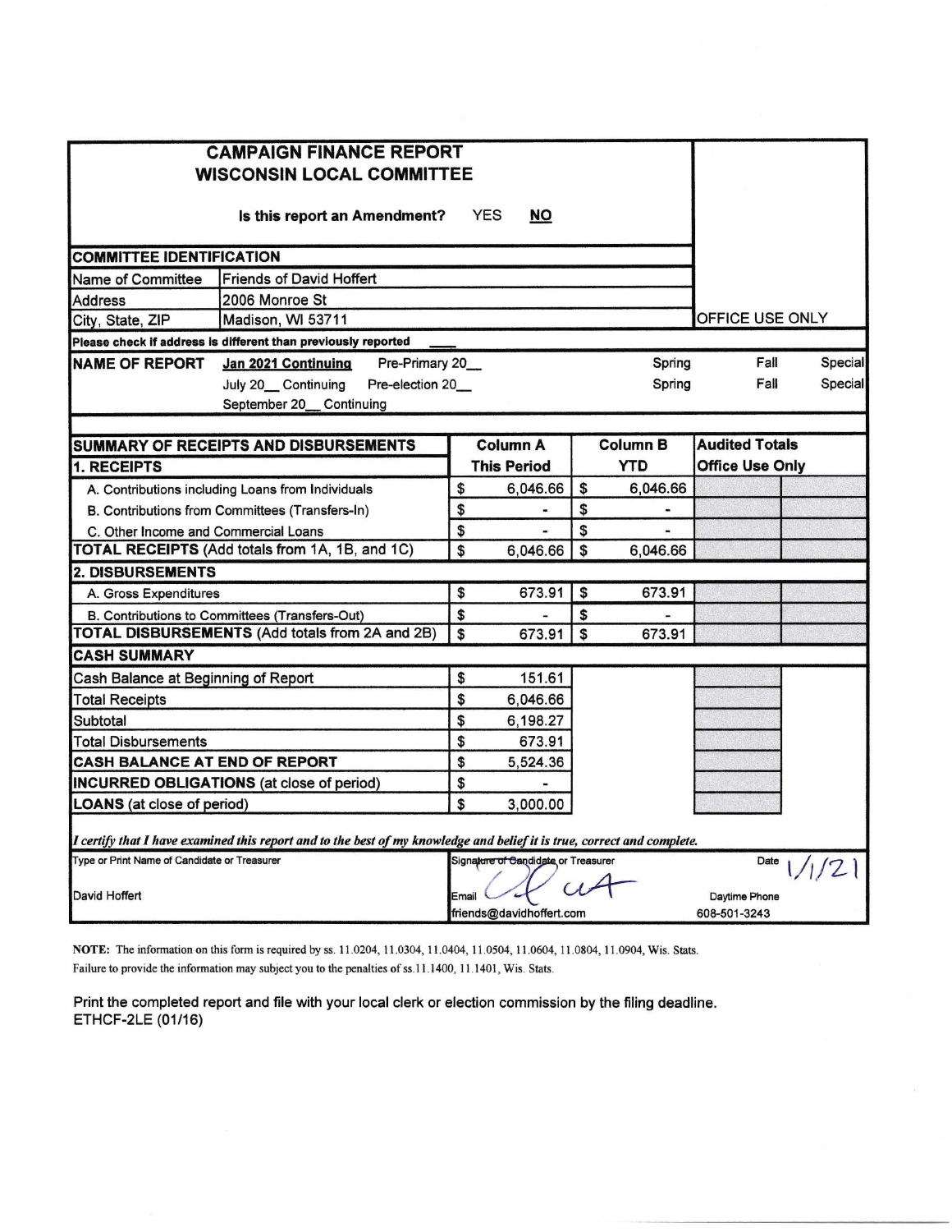# CAMPAIGN FINANCE REPORT
## WISCONSIN LOCAL COMMITTEE

**Is this report an Amendment?** YES **NO**

OFFICE USE ONLY

| COMMITTEE IDENTIFICATION | |
|---|---|
| Name of Committee | Friends of David Hoffert |
| Address | 2006 Monroe St |
| City, State, ZIP | Madison, WI 53711 |

**Please check if address is different than previously reported** ____

**NAME OF REPORT**
- **Jan 2021 Continuing** Pre-Primary 20__ Spring Fall Special
- July 20__ Continuing Pre-election 20__ Spring Fall Special
- September 20__ Continuing

| SUMMARY OF RECEIPTS AND DISBURSEMENTS | Column A | Column B | Audited Totals |
|---|---|---|---|
| **1. RECEIPTS** | **This Period** | **YTD** | **Office Use Only** |
| A. Contributions including Loans from Individuals | $ 6,046.66 | $ 6,046.66 | |
| B. Contributions from Committees (Transfers-In) | $ - | $ - | |
| C. Other Income and Commercial Loans | $ - | $ - | |
| **TOTAL RECEIPTS** (Add totals from 1A, 1B, and 1C) | $ 6,046.66 | $ 6,046.66 | |
| **2. DISBURSEMENTS** | | | |
| A. Gross Expenditures | $ 673.91 | $ 673.91 | |
| B. Contributions to Committees (Transfers-Out) | $ - | $ - | |
| **TOTAL DISBURSEMENTS** (Add totals from 2A and 2B) | $ 673.91 | $ 673.91 | |
| **CASH SUMMARY** | | | |
| Cash Balance at Beginning of Report | $ 151.61 | | |
| Total Receipts | $ 6,046.66 | | |
| Subtotal | $ 6,198.27 | | |
| Total Disbursements | $ 673.91 | | |
| **CASH BALANCE AT END OF REPORT** | $ 5,524.36 | | |
| **INCURRED OBLIGATIONS** (at close of period) | $ - | | |
| **LOANS** (at close of period) | $ 3,000.00 | | |

*I certify that I have examined this report and to the best of my knowledge and belief it is true, correct and complete.*

| Type or Print Name of Candidate or Treasurer | Signature of Candidate or Treasurer | Date 1/1/21 |
|---|---|---|
| David Hoffert | Email friends@davidhoffert.com | Daytime Phone 608-501-3243 |

**NOTE:** The information on this form is required by ss. 11.0204, 11.0304, 11.0404, 11.0504, 11.0604, 11.0804, 11.0904, Wis. Stats. Failure to provide the information may subject you to the penalties of ss.11.1400, 11.1401, Wis. Stats.

Print the completed report and file with your local clerk or election commission by the filing deadline.
ETHCF-2LE (01/16)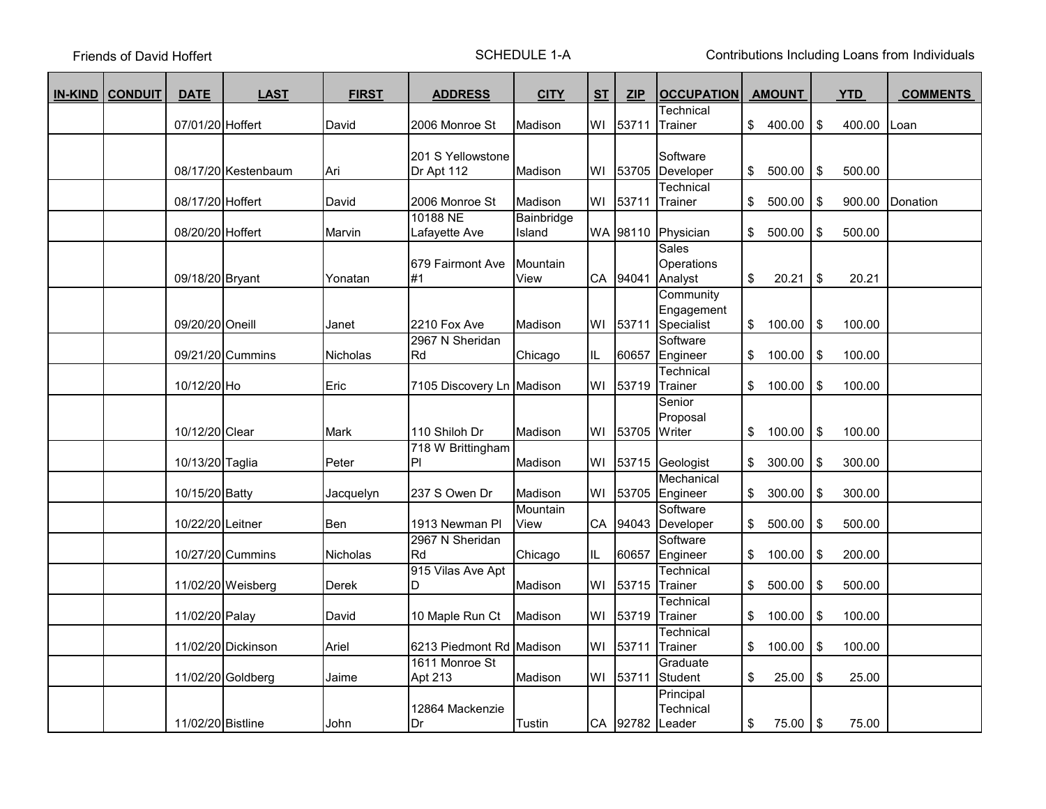Friends of David Hoffert | SCHEDULE 1-A | Contributions Including Loans from Individuals

| IN-KIND | CONDUIT | DATE | LAST | FIRST | ADDRESS | CITY | ST | ZIP | OCCUPATION | AMOUNT | YTD | COMMENTS |
|---|---|---|---|---|---|---|---|---|---|---|---|---|
| | | 07/01/20 | Hoffert | David | 2006 Monroe St | Madison | WI | 53711 | Technical Trainer | $ 400.00 | $ 400.00 | Loan |
| | | 08/17/20 | Kestenbaum | Ari | 201 S Yellowstone Dr Apt 112 | Madison | WI | 53705 | Software Developer | $ 500.00 | $ 500.00 | |
| | | 08/17/20 | Hoffert | David | 2006 Monroe St | Madison | WI | 53711 | Technical Trainer | $ 500.00 | $ 900.00 | Donation |
| | | 08/20/20 | Hoffert | Marvin | 10188 NE Lafayette Ave | Bainbridge Island | WA | 98110 | Physician | $ 500.00 | $ 500.00 | |
| | | 09/18/20 | Bryant | Yonatan | 679 Fairmont Ave #1 | Mountain View | CA | 94041 | Sales Operations Analyst | $ 20.21 | $ 20.21 | |
| | | 09/20/20 | Oneill | Janet | 2210 Fox Ave | Madison | WI | 53711 | Community Engagement Specialist | $ 100.00 | $ 100.00 | |
| | | 09/21/20 | Cummins | Nicholas | 2967 N Sheridan Rd | Chicago | IL | 60657 | Software Engineer | $ 100.00 | $ 100.00 | |
| | | 10/12/20 | Ho | Eric | 7105 Discovery Ln | Madison | WI | 53719 | Technical Trainer | $ 100.00 | $ 100.00 | |
| | | 10/12/20 | Clear | Mark | 110 Shiloh Dr | Madison | WI | 53705 | Senior Proposal Writer | $ 100.00 | $ 100.00 | |
| | | 10/13/20 | Taglia | Peter | 718 W Brittingham Pl | Madison | WI | 53715 | Geologist | $ 300.00 | $ 300.00 | |
| | | 10/15/20 | Batty | Jacquelyn | 237 S Owen Dr | Madison | WI | 53705 | Mechanical Engineer | $ 300.00 | $ 300.00 | |
| | | 10/22/20 | Leitner | Ben | 1913 Newman Pl | Mountain View | CA | 94043 | Software Developer | $ 500.00 | $ 500.00 | |
| | | 10/27/20 | Cummins | Nicholas | 2967 N Sheridan Rd | Chicago | IL | 60657 | Software Engineer | $ 100.00 | $ 200.00 | |
| | | 11/02/20 | Weisberg | Derek | 915 Vilas Ave Apt D | Madison | WI | 53715 | Technical Trainer | $ 500.00 | $ 500.00 | |
| | | 11/02/20 | Palay | David | 10 Maple Run Ct | Madison | WI | 53719 | Technical Trainer | $ 100.00 | $ 100.00 | |
| | | 11/02/20 | Dickinson | Ariel | 6213 Piedmont Rd | Madison | WI | 53711 | Technical Trainer | $ 100.00 | $ 100.00 | |
| | | 11/02/20 | Goldberg | Jaime | 1611 Monroe St Apt 213 | Madison | WI | 53711 | Graduate Student | $ 25.00 | $ 25.00 | |
| | | 11/02/20 | Bistline | John | 12864 Mackenzie Dr | Tustin | CA | 92782 | Principal Technical Leader | $ 75.00 | $ 75.00 | |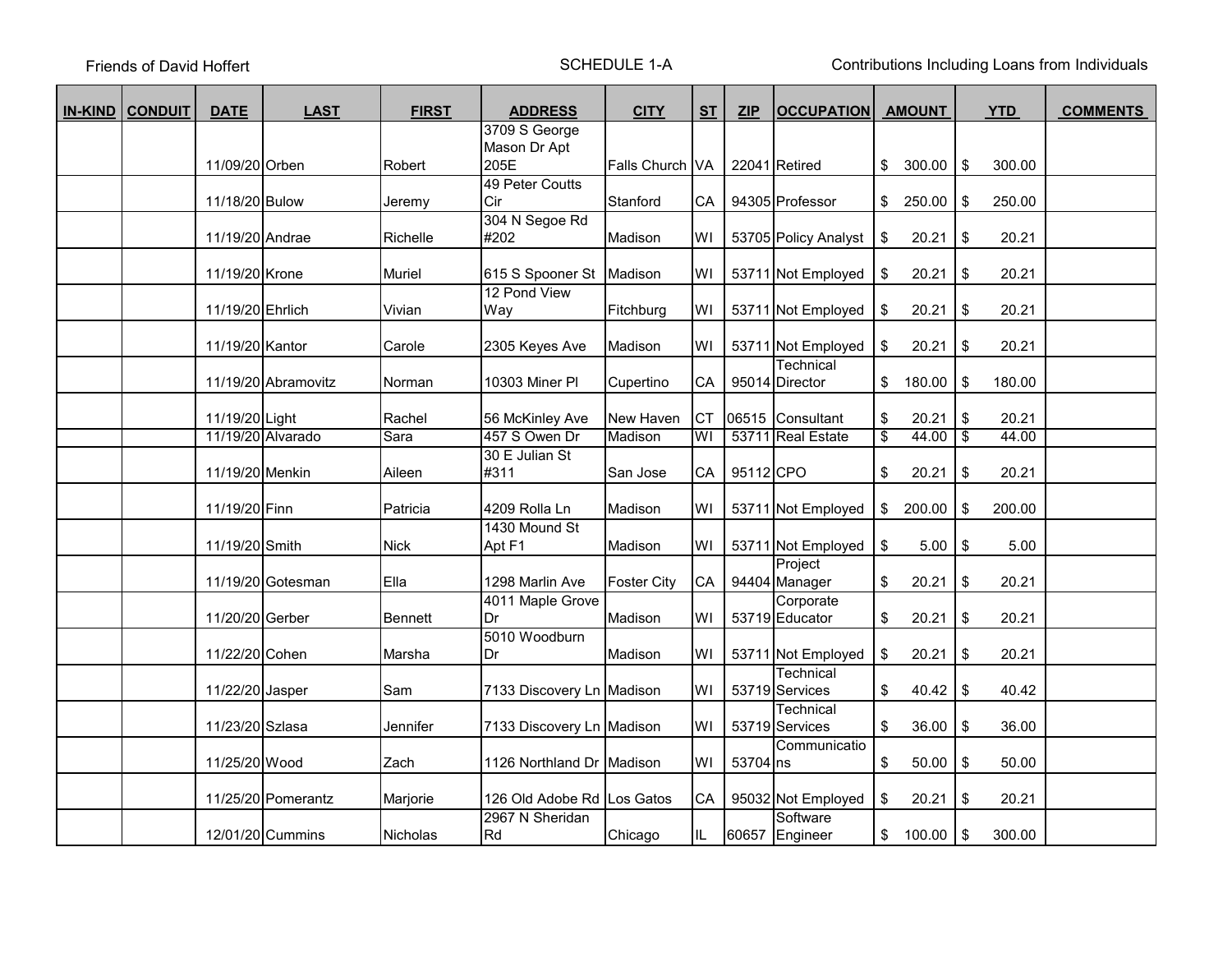Friends of David Hoffert | SCHEDULE 1-A | Contributions Including Loans from Individuals

| IN-KIND | CONDUIT | DATE | LAST | FIRST | ADDRESS | CITY | ST | ZIP | OCCUPATION | AMOUNT | YTD | COMMENTS |
|---|---|---|---|---|---|---|---|---|---|---|---|---|
| | | 11/09/20 | Orben | Robert | 3709 S George Mason Dr Apt 205E | Falls Church | VA | 22041 | Retired | $ 300.00 | $ 300.00 | |
| | | 11/18/20 | Bulow | Jeremy | 49 Peter Coutts Cir | Stanford | CA | 94305 | Professor | $ 250.00 | $ 250.00 | |
| | | 11/19/20 | Andrae | Richelle | 304 N Segoe Rd #202 | Madison | WI | 53705 | Policy Analyst | $ 20.21 | $ 20.21 | |
| | | 11/19/20 | Krone | Muriel | 615 S Spooner St | Madison | WI | 53711 | Not Employed | $ 20.21 | $ 20.21 | |
| | | 11/19/20 | Ehrlich | Vivian | 12 Pond View Way | Fitchburg | WI | 53711 | Not Employed | $ 20.21 | $ 20.21 | |
| | | 11/19/20 | Kantor | Carole | 2305 Keyes Ave | Madison | WI | 53711 | Not Employed | $ 20.21 | $ 20.21 | |
| | | 11/19/20 | Abramovitz | Norman | 10303 Miner Pl | Cupertino | CA | 95014 | Technical Director | $ 180.00 | $ 180.00 | |
| | | 11/19/20 | Light | Rachel | 56 McKinley Ave | New Haven | CT | 06515 | Consultant | $ 20.21 | $ 20.21 | |
| | | 11/19/20 | Alvarado | Sara | 457 S Owen Dr | Madison | WI | 53711 | Real Estate | $ 44.00 | $ 44.00 | |
| | | 11/19/20 | Menkin | Aileen | 30 E Julian St #311 | San Jose | CA | 95112 | CPO | $ 20.21 | $ 20.21 | |
| | | 11/19/20 | Finn | Patricia | 4209 Rolla Ln | Madison | WI | 53711 | Not Employed | $ 200.00 | $ 200.00 | |
| | | 11/19/20 | Smith | Nick | 1430 Mound St Apt F1 | Madison | WI | 53711 | Not Employed | $ 5.00 | $ 5.00 | |
| | | 11/19/20 | Gotesman | Ella | 1298 Marlin Ave | Foster City | CA | 94404 | Project Manager | $ 20.21 | $ 20.21 | |
| | | 11/20/20 | Gerber | Bennett | 4011 Maple Grove Dr | Madison | WI | 53719 | Corporate Educator | $ 20.21 | $ 20.21 | |
| | | 11/22/20 | Cohen | Marsha | 5010 Woodburn Dr | Madison | WI | 53711 | Not Employed | $ 20.21 | $ 20.21 | |
| | | 11/22/20 | Jasper | Sam | 7133 Discovery Ln | Madison | WI | 53719 | Technical Services | $ 40.42 | $ 40.42 | |
| | | 11/23/20 | Szlasa | Jennifer | 7133 Discovery Ln | Madison | WI | 53719 | Technical Services | $ 36.00 | $ 36.00 | |
| | | 11/25/20 | Wood | Zach | 1126 Northland Dr | Madison | WI | 53704 | Communications | $ 50.00 | $ 50.00 | |
| | | 11/25/20 | Pomerantz | Marjorie | 126 Old Adobe Rd | Los Gatos | CA | 95032 | Not Employed | $ 20.21 | $ 20.21 | |
| | | 12/01/20 | Cummins | Nicholas | 2967 N Sheridan Rd | Chicago | IL | 60657 | Software Engineer | $ 100.00 | $ 300.00 | |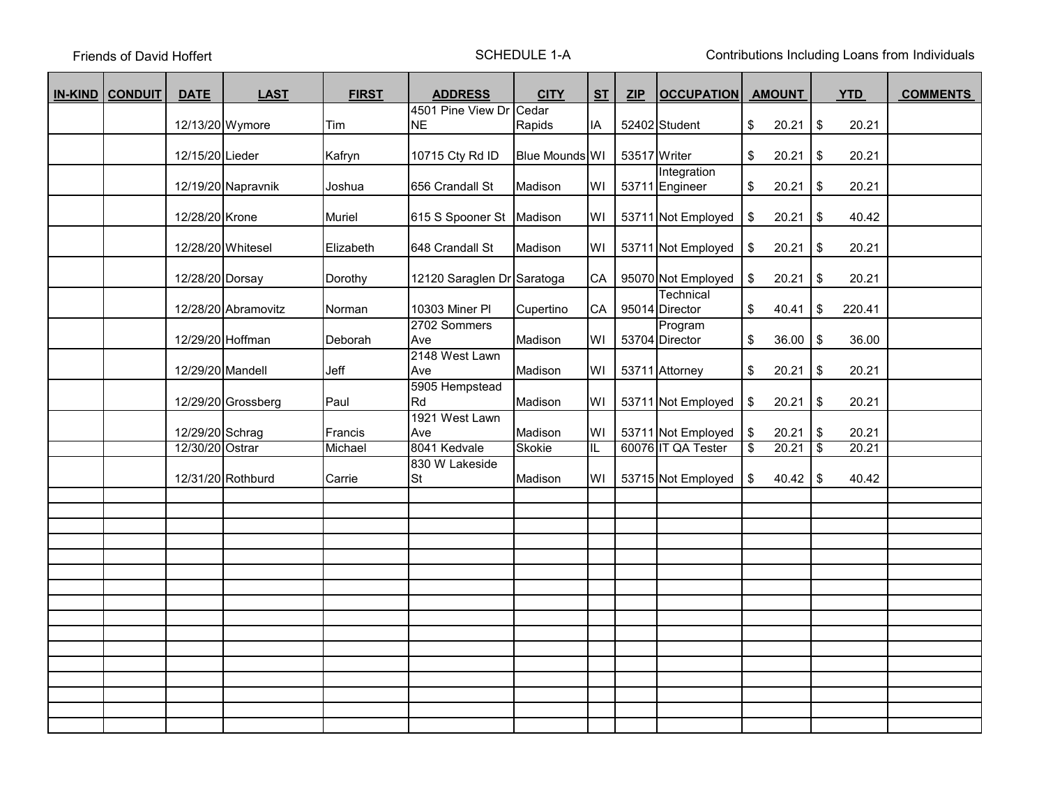Friends of David Hoffert | SCHEDULE 1-A | Contributions Including Loans from Individuals

| IN-KIND | CONDUIT | DATE | LAST | FIRST | ADDRESS | CITY | ST | ZIP | OCCUPATION | AMOUNT | YTD | COMMENTS |
|---|---|---|---|---|---|---|---|---|---|---|---|---|
| | | 12/13/20 | Wymore | Tim | 4501 Pine View Dr NE | Cedar Rapids | IA | 52402 | Student | $ 20.21 | $ 20.21 | |
| | | 12/15/20 | Lieder | Kafryn | 10715 Cty Rd ID | Blue Mounds | WI | 53517 | Writer | $ 20.21 | $ 20.21 | |
| | | 12/19/20 | Napravnik | Joshua | 656 Crandall St | Madison | WI | 53711 | Integration Engineer | $ 20.21 | $ 20.21 | |
| | | 12/28/20 | Krone | Muriel | 615 S Spooner St | Madison | WI | 53711 | Not Employed | $ 20.21 | $ 40.42 | |
| | | 12/28/20 | Whitesel | Elizabeth | 648 Crandall St | Madison | WI | 53711 | Not Employed | $ 20.21 | $ 20.21 | |
| | | 12/28/20 | Dorsay | Dorothy | 12120 Saraglen Dr | Saratoga | CA | 95070 | Not Employed | $ 20.21 | $ 20.21 | |
| | | 12/28/20 | Abramovitz | Norman | 10303 Miner Pl | Cupertino | CA | 95014 | Technical Director | $ 40.41 | $ 220.41 | |
| | | 12/29/20 | Hoffman | Deborah | 2702 Sommers Ave | Madison | WI | 53704 | Program Director | $ 36.00 | $ 36.00 | |
| | | 12/29/20 | Mandell | Jeff | 2148 West Lawn Ave | Madison | WI | 53711 | Attorney | $ 20.21 | $ 20.21 | |
| | | 12/29/20 | Grossberg | Paul | 5905 Hempstead Rd | Madison | WI | 53711 | Not Employed | $ 20.21 | $ 20.21 | |
| | | 12/29/20 | Schrag | Francis | 1921 West Lawn Ave | Madison | WI | 53711 | Not Employed | $ 20.21 | $ 20.21 | |
| | | 12/30/20 | Ostrar | Michael | 8041 Kedvale | Skokie | IL | 60076 | IT QA Tester | $ 20.21 | $ 20.21 | |
| | | 12/31/20 | Rothburd | Carrie | 830 W Lakeside St | Madison | WI | 53715 | Not Employed | $ 40.42 | $ 40.42 | |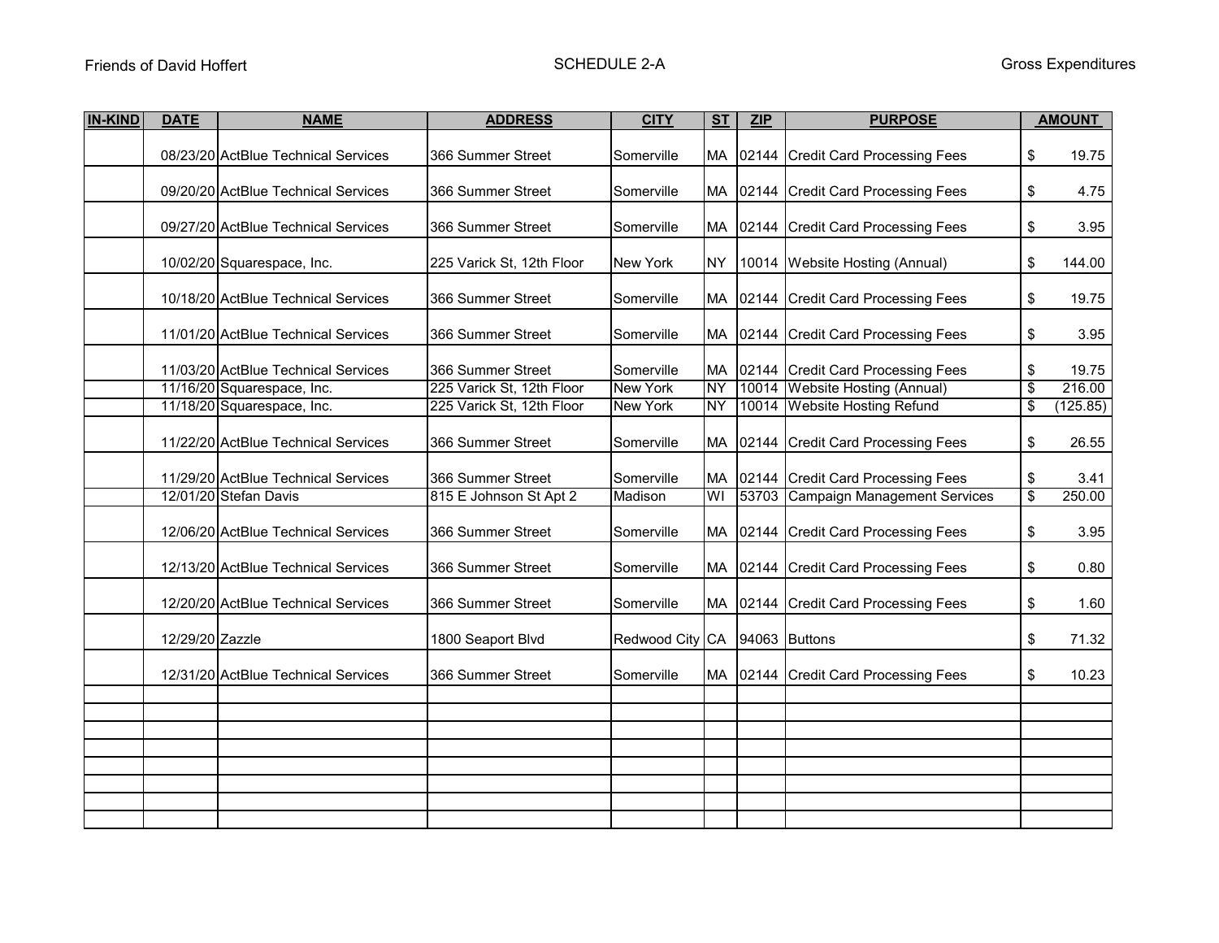Friends of David Hoffert

SCHEDULE 2-A

Gross Expenditures

| IN-KIND | DATE | NAME | ADDRESS | CITY | ST | ZIP | PURPOSE | AMOUNT |
|---|---|---|---|---|---|---|---|---|
| | 08/23/20 | ActBlue Technical Services | 366 Summer Street | Somerville | MA | 02144 | Credit Card Processing Fees | $ 19.75 |
| | 09/20/20 | ActBlue Technical Services | 366 Summer Street | Somerville | MA | 02144 | Credit Card Processing Fees | $ 4.75 |
| | 09/27/20 | ActBlue Technical Services | 366 Summer Street | Somerville | MA | 02144 | Credit Card Processing Fees | $ 3.95 |
| | 10/02/20 | Squarespace, Inc. | 225 Varick St, 12th Floor | New York | NY | 10014 | Website Hosting (Annual) | $ 144.00 |
| | 10/18/20 | ActBlue Technical Services | 366 Summer Street | Somerville | MA | 02144 | Credit Card Processing Fees | $ 19.75 |
| | 11/01/20 | ActBlue Technical Services | 366 Summer Street | Somerville | MA | 02144 | Credit Card Processing Fees | $ 3.95 |
| | 11/03/20 | ActBlue Technical Services | 366 Summer Street | Somerville | MA | 02144 | Credit Card Processing Fees | $ 19.75 |
| | 11/16/20 | Squarespace, Inc. | 225 Varick St, 12th Floor | New York | NY | 10014 | Website Hosting (Annual) | $ 216.00 |
| | 11/18/20 | Squarespace, Inc. | 225 Varick St, 12th Floor | New York | NY | 10014 | Website Hosting Refund | $ (125.85) |
| | 11/22/20 | ActBlue Technical Services | 366 Summer Street | Somerville | MA | 02144 | Credit Card Processing Fees | $ 26.55 |
| | 11/29/20 | ActBlue Technical Services | 366 Summer Street | Somerville | MA | 02144 | Credit Card Processing Fees | $ 3.41 |
| | 12/01/20 | Stefan Davis | 815 E Johnson St Apt 2 | Madison | WI | 53703 | Campaign Management Services | $ 250.00 |
| | 12/06/20 | ActBlue Technical Services | 366 Summer Street | Somerville | MA | 02144 | Credit Card Processing Fees | $ 3.95 |
| | 12/13/20 | ActBlue Technical Services | 366 Summer Street | Somerville | MA | 02144 | Credit Card Processing Fees | $ 0.80 |
| | 12/20/20 | ActBlue Technical Services | 366 Summer Street | Somerville | MA | 02144 | Credit Card Processing Fees | $ 1.60 |
| | 12/29/20 | Zazzle | 1800 Seaport Blvd | Redwood City | CA | 94063 | Buttons | $ 71.32 |
| | 12/31/20 | ActBlue Technical Services | 366 Summer Street | Somerville | MA | 02144 | Credit Card Processing Fees | $ 10.23 |
| | | | | | | | | |
| | | | | | | | | |
| | | | | | | | | |
| | | | | | | | | |
| | | | | | | | | |
| | | | | | | | | |
| | | | | | | | | |
| | | | | | | | | |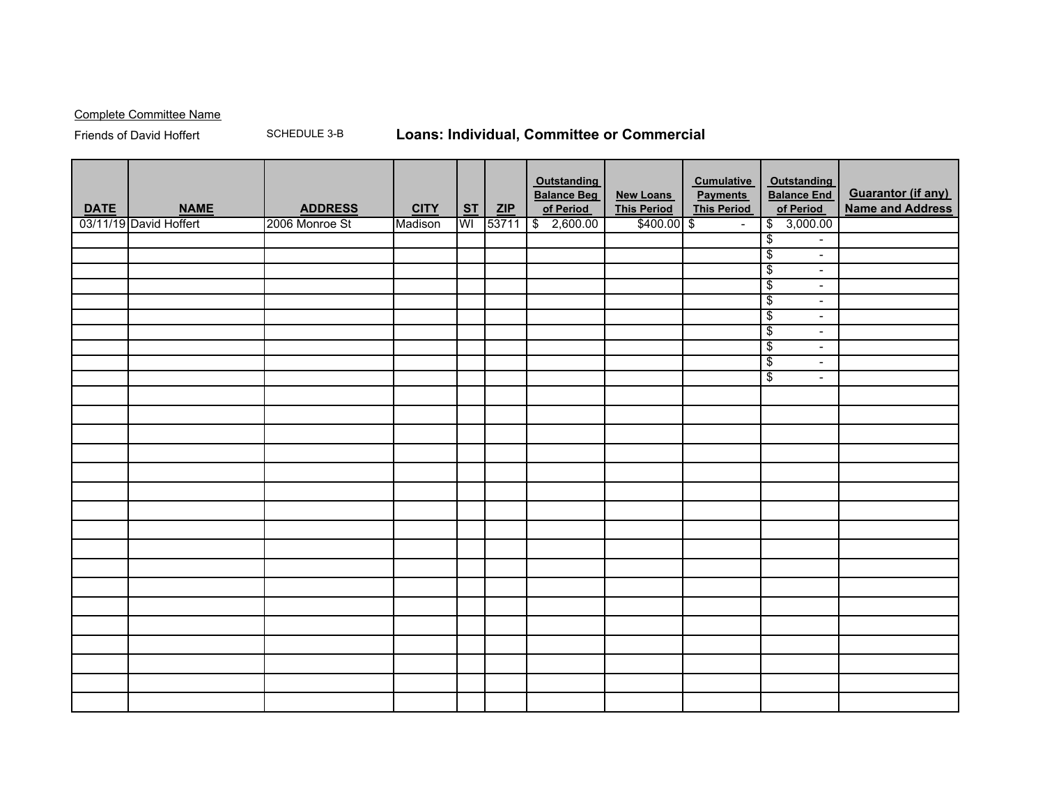Complete Committee Name

Friends of David Hoffert

SCHEDULE 3-B

## Loans: Individual, Committee or Commercial

| DATE | NAME | ADDRESS | CITY | ST | ZIP | Outstanding Balance Beg of Period | New Loans This Period | Cumulative Payments This Period | Outstanding Balance End of Period | Guarantor (if any) Name and Address |
|---|---|---|---|---|---|---|---|---|---|---|
| 03/11/19 | David Hoffert | 2006 Monroe St | Madison | WI | 53711 | $ 2,600.00 | $400.00 | $ - | $ 3,000.00 | |
| | | | | | | | | | $ - | |
| | | | | | | | | | $ - | |
| | | | | | | | | | $ - | |
| | | | | | | | | | $ - | |
| | | | | | | | | | $ - | |
| | | | | | | | | | $ - | |
| | | | | | | | | | $ - | |
| | | | | | | | | | $ - | |
| | | | | | | | | | $ - | |
| | | | | | | | | | $ - | |
| | | | | | | | | | | |
| | | | | | | | | | | |
| | | | | | | | | | | |
| | | | | | | | | | | |
| | | | | | | | | | | |
| | | | | | | | | | | |
| | | | | | | | | | | |
| | | | | | | | | | | |
| | | | | | | | | | | |
| | | | | | | | | | | |
| | | | | | | | | | | |
| | | | | | | | | | | |
| | | | | | | | | | | |
| | | | | | | | | | | |
| | | | | | | | | | | |